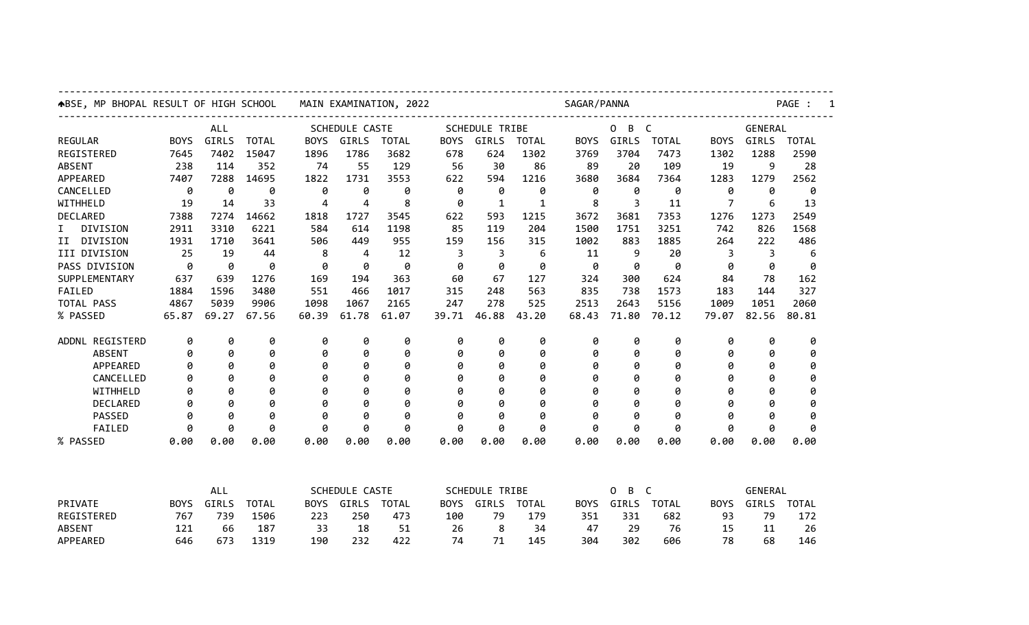# BSE, MP BHOPAL RESULT OF HIGH SCHOOL MAIN EXAMINATION, 2022 — SAGAR/PANNA

| REGULAR | ALL | | | SCHEDULE CASTE | | | SCHEDULE TRIBE | | | O B C | | | GENERAL | | |
|---|---|---|---|---|---|---|---|---|---|---|---|---|---|---|---|
| | BOYS | GIRLS | TOTAL | BOYS | GIRLS | TOTAL | BOYS | GIRLS | TOTAL | BOYS | GIRLS | TOTAL | BOYS | GIRLS | TOTAL |
| REGISTERED | 7645 | 7402 | 15047 | 1896 | 1786 | 3682 | 678 | 624 | 1302 | 3769 | 3704 | 7473 | 1302 | 1288 | 2590 |
| ABSENT | 238 | 114 | 352 | 74 | 55 | 129 | 56 | 30 | 86 | 89 | 20 | 109 | 19 | 9 | 28 |
| APPEARED | 7407 | 7288 | 14695 | 1822 | 1731 | 3553 | 622 | 594 | 1216 | 3680 | 3684 | 7364 | 1283 | 1279 | 2562 |
| CANCELLED | 0 | 0 | 0 | 0 | 0 | 0 | 0 | 0 | 0 | 0 | 0 | 0 | 0 | 0 | 0 |
| WITHHELD | 19 | 14 | 33 | 4 | 4 | 8 | 0 | 1 | 1 | 8 | 3 | 11 | 7 | 6 | 13 |
| DECLARED | 7388 | 7274 | 14662 | 1818 | 1727 | 3545 | 622 | 593 | 1215 | 3672 | 3681 | 7353 | 1276 | 1273 | 2549 |
| I DIVISION | 2911 | 3310 | 6221 | 584 | 614 | 1198 | 85 | 119 | 204 | 1500 | 1751 | 3251 | 742 | 826 | 1568 |
| II DIVISION | 1931 | 1710 | 3641 | 506 | 449 | 955 | 159 | 156 | 315 | 1002 | 883 | 1885 | 264 | 222 | 486 |
| III DIVISION | 25 | 19 | 44 | 8 | 4 | 12 | 3 | 3 | 6 | 11 | 9 | 20 | 3 | 3 | 6 |
| PASS DIVISION | 0 | 0 | 0 | 0 | 0 | 0 | 0 | 0 | 0 | 0 | 0 | 0 | 0 | 0 | 0 |
| SUPPLEMENTARY | 637 | 639 | 1276 | 169 | 194 | 363 | 60 | 67 | 127 | 324 | 300 | 624 | 84 | 78 | 162 |
| FAILED | 1884 | 1596 | 3480 | 551 | 466 | 1017 | 315 | 248 | 563 | 835 | 738 | 1573 | 183 | 144 | 327 |
| TOTAL PASS | 4867 | 5039 | 9906 | 1098 | 1067 | 2165 | 247 | 278 | 525 | 2513 | 2643 | 5156 | 1009 | 1051 | 2060 |
| % PASSED | 65.87 | 69.27 | 67.56 | 60.39 | 61.78 | 61.07 | 39.71 | 46.88 | 43.20 | 68.43 | 71.80 | 70.12 | 79.07 | 82.56 | 80.81 |
| ADDNL REGISTERD | 0 | 0 | 0 | 0 | 0 | 0 | 0 | 0 | 0 | 0 | 0 | 0 | 0 | 0 | 0 |
| ABSENT | 0 | 0 | 0 | 0 | 0 | 0 | 0 | 0 | 0 | 0 | 0 | 0 | 0 | 0 | 0 |
| APPEARED | 0 | 0 | 0 | 0 | 0 | 0 | 0 | 0 | 0 | 0 | 0 | 0 | 0 | 0 | 0 |
| CANCELLED | 0 | 0 | 0 | 0 | 0 | 0 | 0 | 0 | 0 | 0 | 0 | 0 | 0 | 0 | 0 |
| WITHHELD | 0 | 0 | 0 | 0 | 0 | 0 | 0 | 0 | 0 | 0 | 0 | 0 | 0 | 0 | 0 |
| DECLARED | 0 | 0 | 0 | 0 | 0 | 0 | 0 | 0 | 0 | 0 | 0 | 0 | 0 | 0 | 0 |
| PASSED | 0 | 0 | 0 | 0 | 0 | 0 | 0 | 0 | 0 | 0 | 0 | 0 | 0 | 0 | 0 |
| FAILED | 0 | 0 | 0 | 0 | 0 | 0 | 0 | 0 | 0 | 0 | 0 | 0 | 0 | 0 | 0 |
| % PASSED | 0.00 | 0.00 | 0.00 | 0.00 | 0.00 | 0.00 | 0.00 | 0.00 | 0.00 | 0.00 | 0.00 | 0.00 | 0.00 | 0.00 | 0.00 |

| PRIVATE | ALL | | | SCHEDULE CASTE | | | SCHEDULE TRIBE | | | O B C | | | GENERAL | | |
|---|---|---|---|---|---|---|---|---|---|---|---|---|---|---|---|
| | BOYS | GIRLS | TOTAL | BOYS | GIRLS | TOTAL | BOYS | GIRLS | TOTAL | BOYS | GIRLS | TOTAL | BOYS | GIRLS | TOTAL |
| REGISTERED | 767 | 739 | 1506 | 223 | 250 | 473 | 100 | 79 | 179 | 351 | 331 | 682 | 93 | 79 | 172 |
| ABSENT | 121 | 66 | 187 | 33 | 18 | 51 | 26 | 8 | 34 | 47 | 29 | 76 | 15 | 11 | 26 |
| APPEARED | 646 | 673 | 1319 | 190 | 232 | 422 | 74 | 71 | 145 | 304 | 302 | 606 | 78 | 68 | 146 |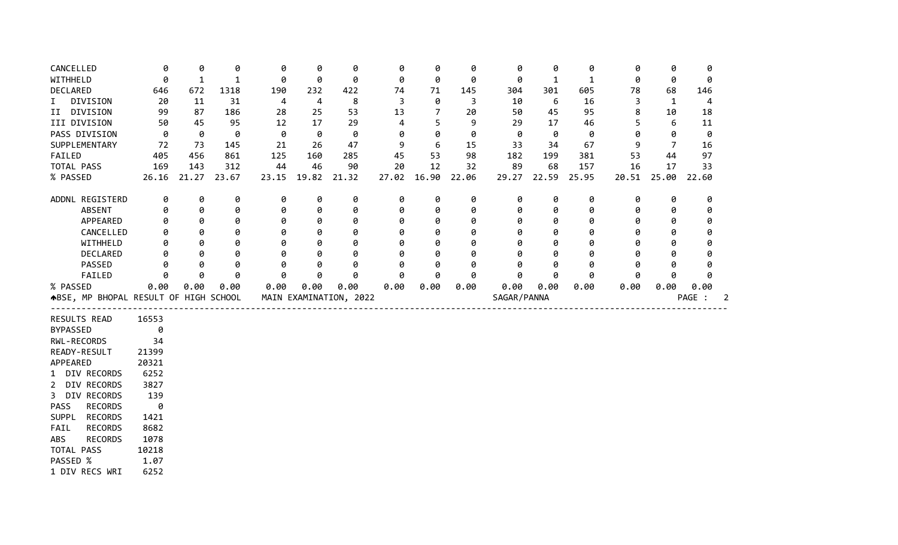| | | | | | | | | | | | | | | | |
|---|---|---|---|---|---|---|---|---|---|---|---|---|---|---|---|
| CANCELLED | 0 | 0 | 0 | 0 | 0 | 0 | 0 | 0 | 0 | 0 | 0 | 0 | 0 | 0 | 0 |
| WITHHELD | 0 | 1 | 1 | 0 | 0 | 0 | 0 | 0 | 0 | 0 | 1 | 1 | 0 | 0 | 0 |
| DECLARED | 646 | 672 | 1318 | 190 | 232 | 422 | 74 | 71 | 145 | 304 | 301 | 605 | 78 | 68 | 146 |
| I DIVISION | 20 | 11 | 31 | 4 | 4 | 8 | 3 | 0 | 3 | 10 | 6 | 16 | 3 | 1 | 4 |
| II DIVISION | 99 | 87 | 186 | 28 | 25 | 53 | 13 | 7 | 20 | 50 | 45 | 95 | 8 | 10 | 18 |
| III DIVISION | 50 | 45 | 95 | 12 | 17 | 29 | 4 | 5 | 9 | 29 | 17 | 46 | 5 | 6 | 11 |
| PASS DIVISION | 0 | 0 | 0 | 0 | 0 | 0 | 0 | 0 | 0 | 0 | 0 | 0 | 0 | 0 | 0 |
| SUPPLEMENTARY | 72 | 73 | 145 | 21 | 26 | 47 | 9 | 6 | 15 | 33 | 34 | 67 | 9 | 7 | 16 |
| FAILED | 405 | 456 | 861 | 125 | 160 | 285 | 45 | 53 | 98 | 182 | 199 | 381 | 53 | 44 | 97 |
| TOTAL PASS | 169 | 143 | 312 | 44 | 46 | 90 | 20 | 12 | 32 | 89 | 68 | 157 | 16 | 17 | 33 |
| % PASSED | 26.16 | 21.27 | 23.67 | 23.15 | 19.82 | 21.32 | 27.02 | 16.90 | 22.06 | 29.27 | 22.59 | 25.95 | 20.51 | 25.00 | 22.60 |

| | | | | | | | | | | | | | | | |
|---|---|---|---|---|---|---|---|---|---|---|---|---|---|---|---|
| ADDNL REGISTERD | 0 | 0 | 0 | 0 | 0 | 0 | 0 | 0 | 0 | 0 | 0 | 0 | 0 | 0 | 0 |
| ABSENT | 0 | 0 | 0 | 0 | 0 | 0 | 0 | 0 | 0 | 0 | 0 | 0 | 0 | 0 | 0 |
| APPEARED | 0 | 0 | 0 | 0 | 0 | 0 | 0 | 0 | 0 | 0 | 0 | 0 | 0 | 0 | 0 |
| CANCELLED | 0 | 0 | 0 | 0 | 0 | 0 | 0 | 0 | 0 | 0 | 0 | 0 | 0 | 0 | 0 |
| WITHHELD | 0 | 0 | 0 | 0 | 0 | 0 | 0 | 0 | 0 | 0 | 0 | 0 | 0 | 0 | 0 |
| DECLARED | 0 | 0 | 0 | 0 | 0 | 0 | 0 | 0 | 0 | 0 | 0 | 0 | 0 | 0 | 0 |
| PASSED | 0 | 0 | 0 | 0 | 0 | 0 | 0 | 0 | 0 | 0 | 0 | 0 | 0 | 0 | 0 |
| FAILED | 0 | 0 | 0 | 0 | 0 | 0 | 0 | 0 | 0 | 0 | 0 | 0 | 0 | 0 | 0 |
| % PASSED | 0.00 | 0.00 | 0.00 | 0.00 | 0.00 | 0.00 | 0.00 | 0.00 | 0.00 | 0.00 | 0.00 | 0.00 | 0.00 | 0.00 | 0.00 |

BSE, MP BHOPAL RESULT OF HIGH SCHOOL MAIN EXAMINATION, 2022 SAGAR/PANNA

| | |
|---|---|
| RESULTS READ | 16553 |
| BYPASSED | 0 |
| RWL-RECORDS | 34 |
| READY-RESULT | 21399 |
| APPEARED | 20321 |
| 1 DIV RECORDS | 6252 |
| 2 DIV RECORDS | 3827 |
| 3 DIV RECORDS | 139 |
| PASS RECORDS | 0 |
| SUPPL RECORDS | 1421 |
| FAIL RECORDS | 8682 |
| ABS RECORDS | 1078 |
| TOTAL PASS | 10218 |
| PASSED % | 1.07 |
| 1 DIV RECS WRI | 6252 |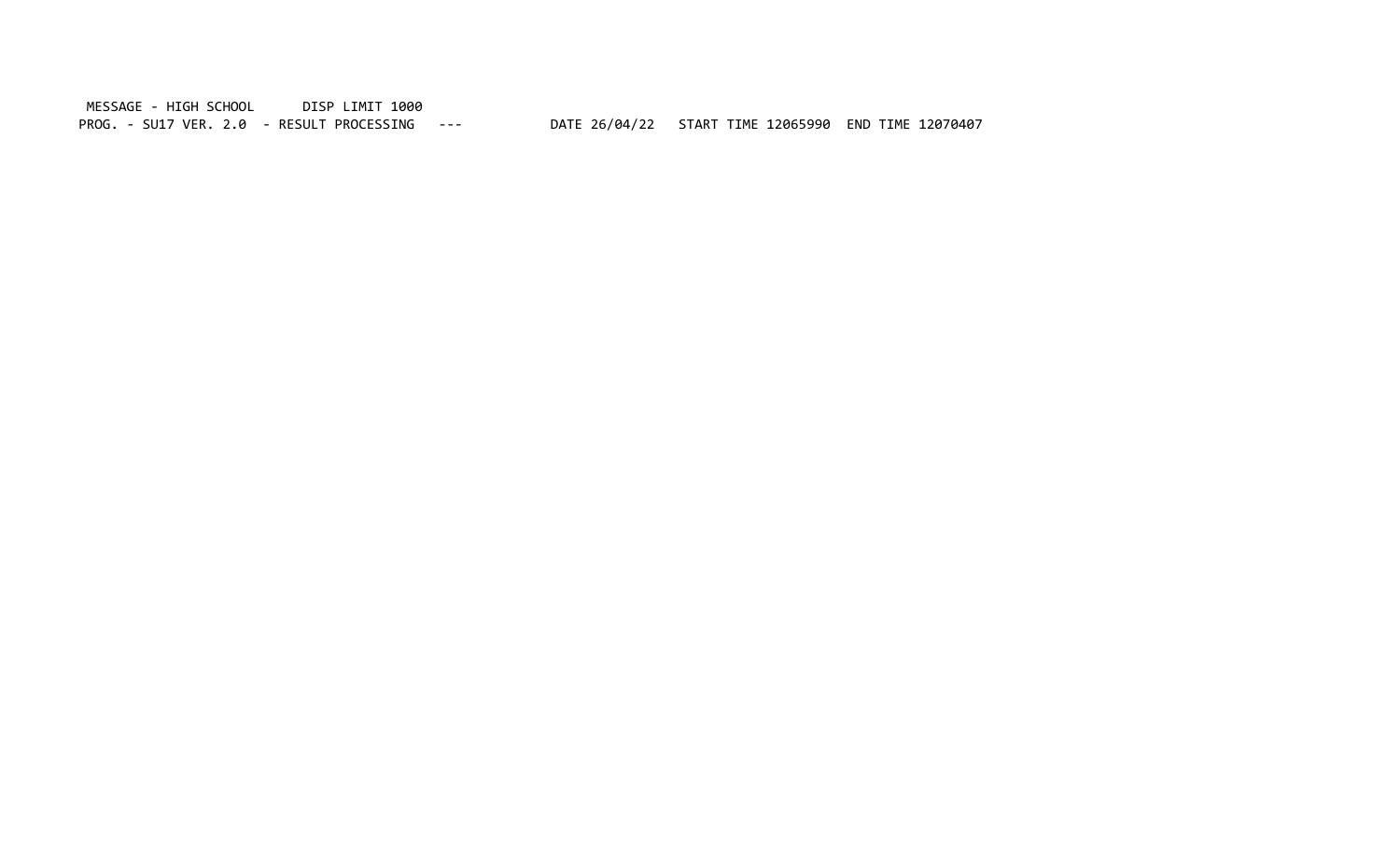```
 MESSAGE - HIGH SCHOOL      DISP LIMIT 1000
PROG. - SU17 VER. 2.0  - RESULT PROCESSING   ---           DATE 26/04/22   START TIME 12065990  END TIME 12070407
```